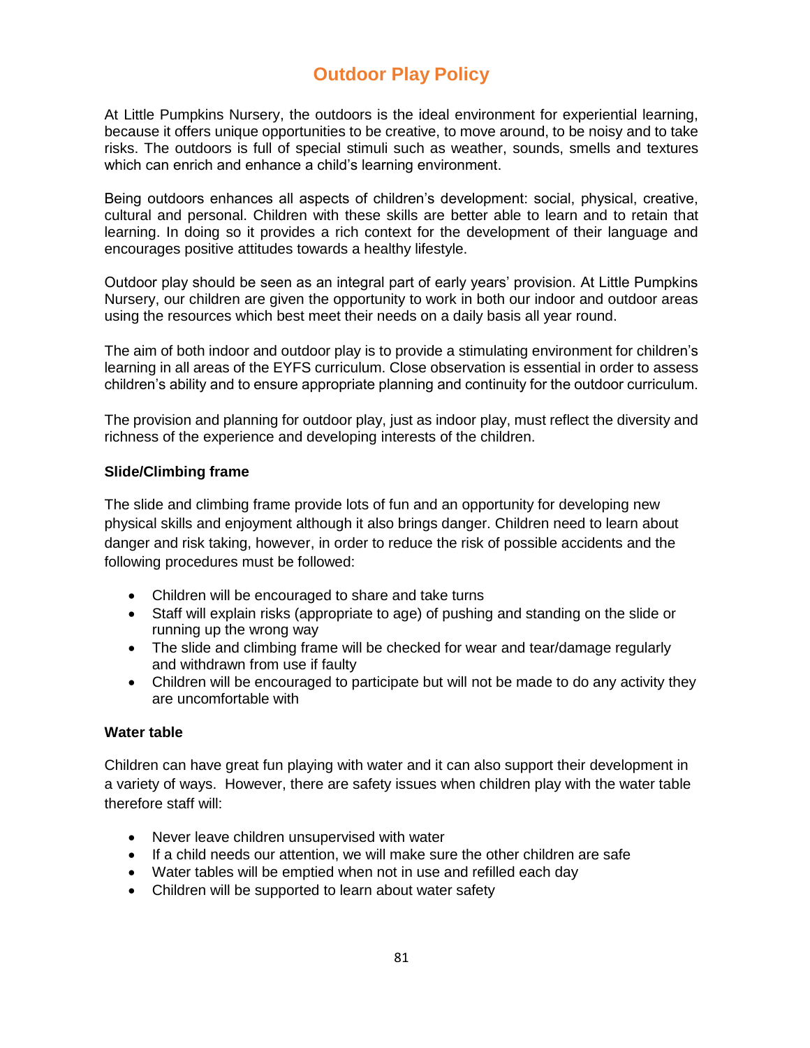# Outdoor Play Policy

At Little Pumpkins Nursery, the outdoors is the ideal environment for experiential learning, because it offers unique opportunities to be creative, to move around, to be noisy and to take risks. The outdoors is full of special stimuli such as weather, sounds, smells and textures which can enrich and enhance a child's learning environment.

Being outdoors enhances all aspects of children's development: social, physical, creative, cultural and personal. Children with these skills are better able to learn and to retain that learning. In doing so it provides a rich context for the development of their language and encourages positive attitudes towards a healthy lifestyle.

Outdoor play should be seen as an integral part of early years' provision. At Little Pumpkins Nursery, our children are given the opportunity to work in both our indoor and outdoor areas using the resources which best meet their needs on a daily basis all year round.

The aim of both indoor and outdoor play is to provide a stimulating environment for children's learning in all areas of the EYFS curriculum. Close observation is essential in order to assess children's ability and to ensure appropriate planning and continuity for the outdoor curriculum.

The provision and planning for outdoor play, just as indoor play, must reflect the diversity and richness of the experience and developing interests of the children.

### Slide/Climbing frame

The slide and climbing frame provide lots of fun and an opportunity for developing new physical skills and enjoyment although it also brings danger. Children need to learn about danger and risk taking, however, in order to reduce the risk of possible accidents and the following procedures must be followed:

- Children will be encouraged to share and take turns
- Staff will explain risks (appropriate to age) of pushing and standing on the slide or running up the wrong way
- The slide and climbing frame will be checked for wear and tear/damage regularly and withdrawn from use if faulty
- Children will be encouraged to participate but will not be made to do any activity they are uncomfortable with

### Water table

Children can have great fun playing with water and it can also support their development in a variety of ways. However, there are safety issues when children play with the water table therefore staff will:

- Never leave children unsupervised with water
- If a child needs our attention, we will make sure the other children are safe
- Water tables will be emptied when not in use and refilled each day
- Children will be supported to learn about water safety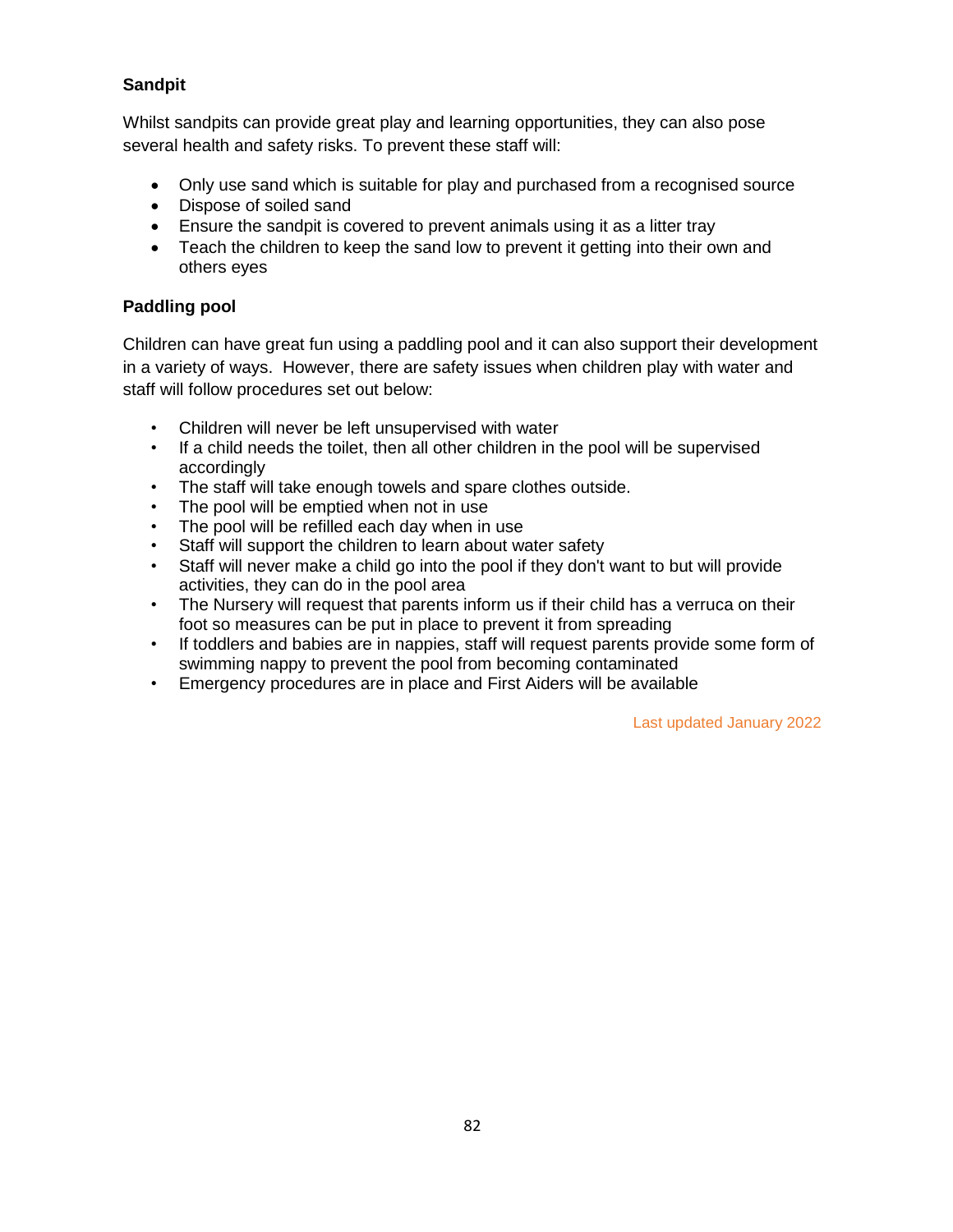**Sandpit**

Whilst sandpits can provide great play and learning opportunities, they can also pose several health and safety risks. To prevent these staff will:

- Only use sand which is suitable for play and purchased from a recognised source
- Dispose of soiled sand
- Ensure the sandpit is covered to prevent animals using it as a litter tray
- Teach the children to keep the sand low to prevent it getting into their own and others eyes

**Paddling pool**

Children can have great fun using a paddling pool and it can also support their development in a variety of ways. However, there are safety issues when children play with water and staff will follow procedures set out below:

- Children will never be left unsupervised with water
- If a child needs the toilet, then all other children in the pool will be supervised accordingly
- The staff will take enough towels and spare clothes outside.
- The pool will be emptied when not in use
- The pool will be refilled each day when in use
- Staff will support the children to learn about water safety
- Staff will never make a child go into the pool if they don't want to but will provide activities, they can do in the pool area
- The Nursery will request that parents inform us if their child has a verruca on their foot so measures can be put in place to prevent it from spreading
- If toddlers and babies are in nappies, staff will request parents provide some form of swimming nappy to prevent the pool from becoming contaminated
- Emergency procedures are in place and First Aiders will be available

Last updated January 2022